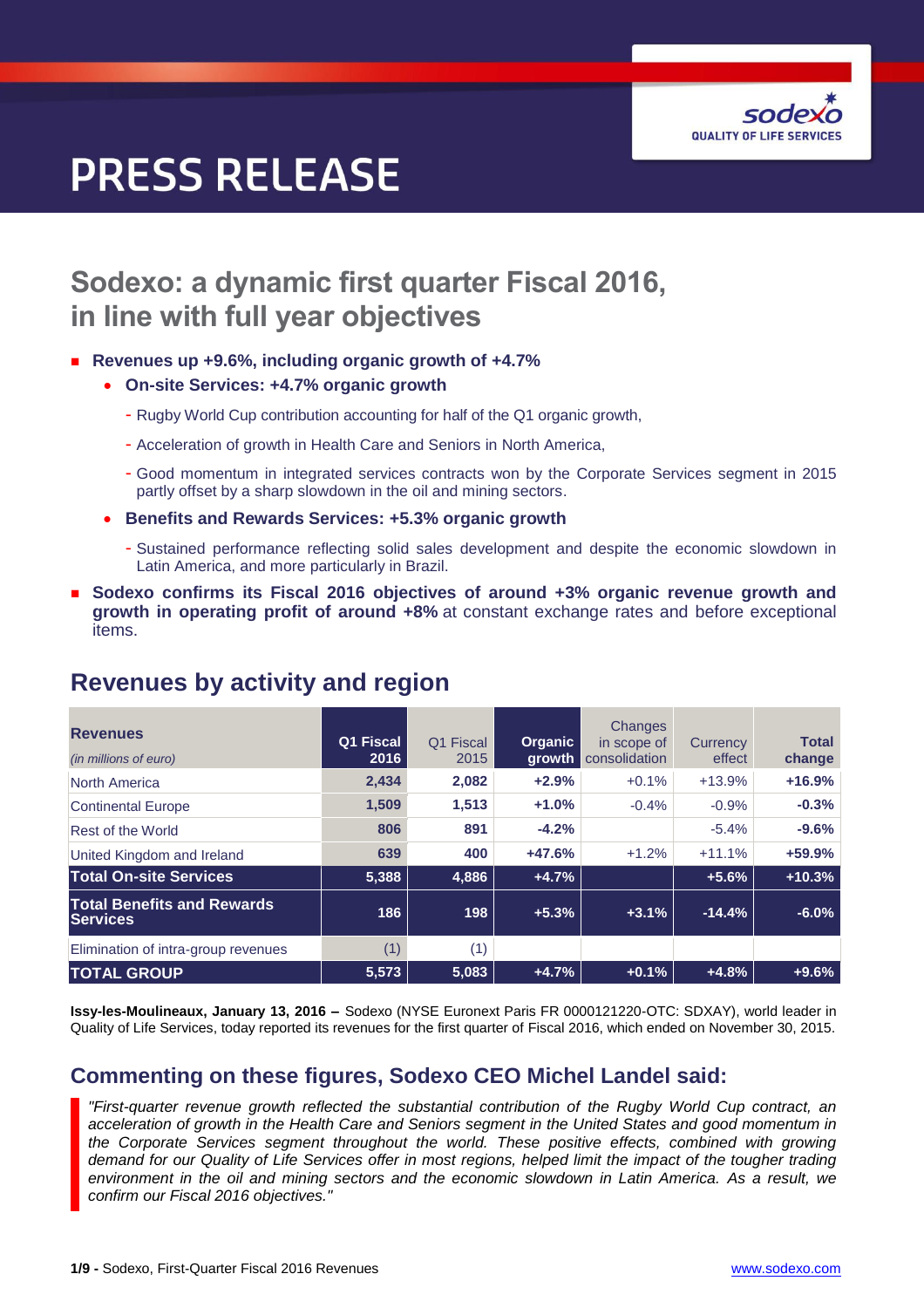# PRESS RELEASE

## Sodexo: a dynamic first quarter Fiscal 2016, in line with full year objectives

- **Revenues up +9.6%, including organic growth of +4.7%**
  - **On-site Services: +4.7% organic growth**
    - Rugby World Cup contribution accounting for half of the Q1 organic growth,
    - Acceleration of growth in Health Care and Seniors in North America,
    - Good momentum in integrated services contracts won by the Corporate Services segment in 2015 partly offset by a sharp slowdown in the oil and mining sectors.
  - **Benefits and Rewards Services: +5.3% organic growth**
    - Sustained performance reflecting solid sales development and despite the economic slowdown in Latin America, and more particularly in Brazil.
- **Sodexo confirms its Fiscal 2016 objectives of around +3% organic revenue growth and growth in operating profit of around +8%** at constant exchange rates and before exceptional items.

## Revenues by activity and region

| **Revenues** *(in millions of euro)* | **Q1 Fiscal 2016** | Q1 Fiscal 2015 | **Organic growth** | Changes in scope of consolidation | Currency effect | **Total change** |
|---|---|---|---|---|---|---|
| North America | **2,434** | **2,082** | **+2.9%** | +0.1% | +13.9% | **+16.9%** |
| Continental Europe | **1,509** | **1,513** | **+1.0%** | -0.4% | -0.9% | **-0.3%** |
| Rest of the World | **806** | **891** | **-4.2%** | | -5.4% | **-9.6%** |
| United Kingdom and Ireland | **639** | **400** | **+47.6%** | +1.2% | +11.1% | **+59.9%** |
| **Total On-site Services** | **5,388** | **4,886** | **+4.7%** | | **+5.6%** | **+10.3%** |
| **Total Benefits and Rewards Services** | **186** | **198** | **+5.3%** | **+3.1%** | **-14.4%** | **-6.0%** |
| Elimination of intra-group revenues | (1) | (1) | | | | |
| **TOTAL GROUP** | **5,573** | **5,083** | **+4.7%** | **+0.1%** | **+4.8%** | **+9.6%** |

**Issy-les-Moulineaux, January 13, 2016 –** Sodexo (NYSE Euronext Paris FR 0000121220-OTC: SDXAY), world leader in Quality of Life Services, today reported its revenues for the first quarter of Fiscal 2016, which ended on November 30, 2015.

## Commenting on these figures, Sodexo CEO Michel Landel said:

*"First-quarter revenue growth reflected the substantial contribution of the Rugby World Cup contract, an acceleration of growth in the Health Care and Seniors segment in the United States and good momentum in the Corporate Services segment throughout the world. These positive effects, combined with growing demand for our Quality of Life Services offer in most regions, helped limit the impact of the tougher trading environment in the oil and mining sectors and the economic slowdown in Latin America. As a result, we confirm our Fiscal 2016 objectives."*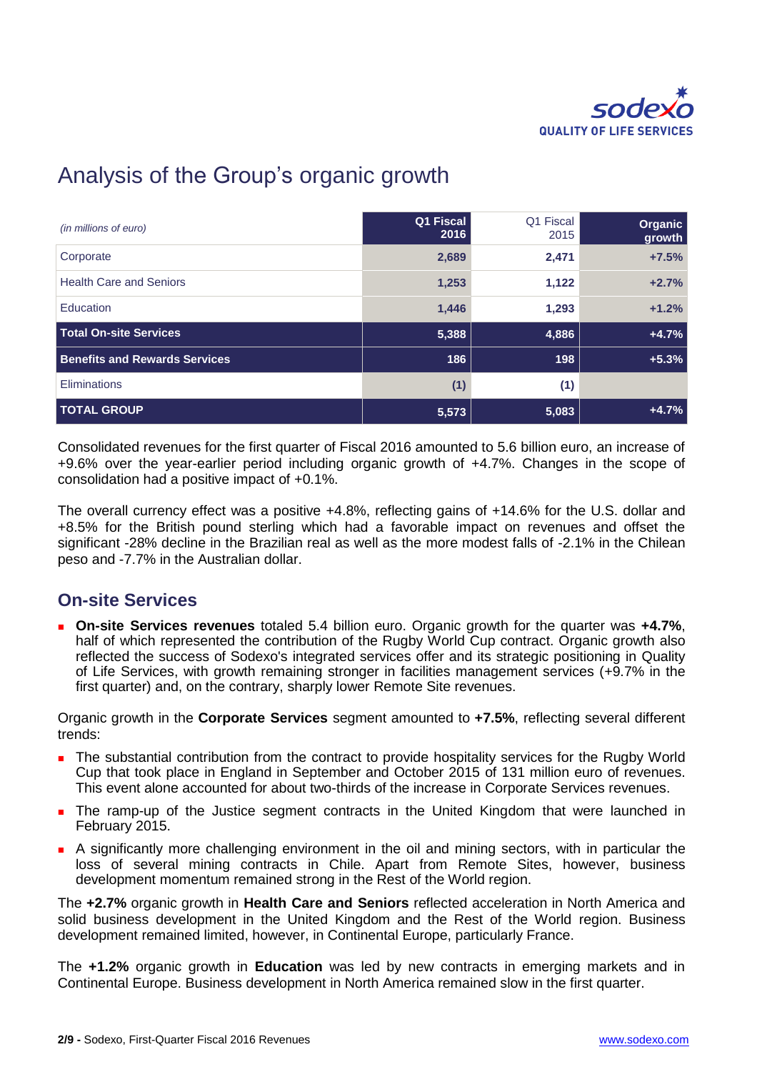# Analysis of the Group's organic growth

| *(in millions of euro)* | Q1 Fiscal 2016 | Q1 Fiscal 2015 | Organic growth |
|---|---|---|---|
| Corporate | 2,689 | 2,471 | +7.5% |
| Health Care and Seniors | 1,253 | 1,122 | +2.7% |
| Education | 1,446 | 1,293 | +1.2% |
| **Total On-site Services** | **5,388** | **4,886** | **+4.7%** |
| **Benefits and Rewards Services** | **186** | **198** | **+5.3%** |
| Eliminations | (1) | (1) | |
| **TOTAL GROUP** | **5,573** | **5,083** | **+4.7%** |

Consolidated revenues for the first quarter of Fiscal 2016 amounted to 5.6 billion euro, an increase of +9.6% over the year-earlier period including organic growth of +4.7%. Changes in the scope of consolidation had a positive impact of +0.1%.

The overall currency effect was a positive +4.8%, reflecting gains of +14.6% for the U.S. dollar and +8.5% for the British pound sterling which had a favorable impact on revenues and offset the significant -28% decline in the Brazilian real as well as the more modest falls of -2.1% in the Chilean peso and -7.7% in the Australian dollar.

## On-site Services

- **On-site Services revenues** totaled 5.4 billion euro. Organic growth for the quarter was **+4.7%**, half of which represented the contribution of the Rugby World Cup contract. Organic growth also reflected the success of Sodexo's integrated services offer and its strategic positioning in Quality of Life Services, with growth remaining stronger in facilities management services (+9.7% in the first quarter) and, on the contrary, sharply lower Remote Site revenues.

Organic growth in the **Corporate Services** segment amounted to **+7.5%**, reflecting several different trends:

- The substantial contribution from the contract to provide hospitality services for the Rugby World Cup that took place in England in September and October 2015 of 131 million euro of revenues. This event alone accounted for about two-thirds of the increase in Corporate Services revenues.
- The ramp-up of the Justice segment contracts in the United Kingdom that were launched in February 2015.
- A significantly more challenging environment in the oil and mining sectors, with in particular the loss of several mining contracts in Chile. Apart from Remote Sites, however, business development momentum remained strong in the Rest of the World region.

The **+2.7%** organic growth in **Health Care and Seniors** reflected acceleration in North America and solid business development in the United Kingdom and the Rest of the World region. Business development remained limited, however, in Continental Europe, particularly France.

The **+1.2%** organic growth in **Education** was led by new contracts in emerging markets and in Continental Europe. Business development in North America remained slow in the first quarter.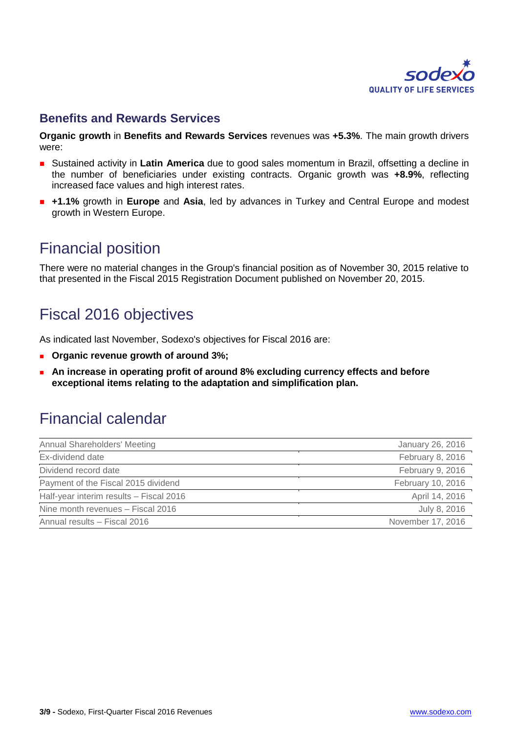### Benefits and Rewards Services

**Organic growth** in **Benefits and Rewards Services** revenues was **+5.3%**. The main growth drivers were:

- Sustained activity in **Latin America** due to good sales momentum in Brazil, offsetting a decline in the number of beneficiaries under existing contracts. Organic growth was **+8.9%**, reflecting increased face values and high interest rates.
- **+1.1%** growth in **Europe** and **Asia**, led by advances in Turkey and Central Europe and modest growth in Western Europe.

## Financial position

There were no material changes in the Group's financial position as of November 30, 2015 relative to that presented in the Fiscal 2015 Registration Document published on November 20, 2015.

## Fiscal 2016 objectives

As indicated last November, Sodexo's objectives for Fiscal 2016 are:

- **Organic revenue growth of around 3%;**
- **An increase in operating profit of around 8% excluding currency effects and before exceptional items relating to the adaptation and simplification plan.**

## Financial calendar

| | |
|---|---|
| Annual Shareholders' Meeting | January 26, 2016 |
| Ex-dividend date | February 8, 2016 |
| Dividend record date | February 9, 2016 |
| Payment of the Fiscal 2015 dividend | February 10, 2016 |
| Half-year interim results – Fiscal 2016 | April 14, 2016 |
| Nine month revenues – Fiscal 2016 | July 8, 2016 |
| Annual results – Fiscal 2016 | November 17, 2016 |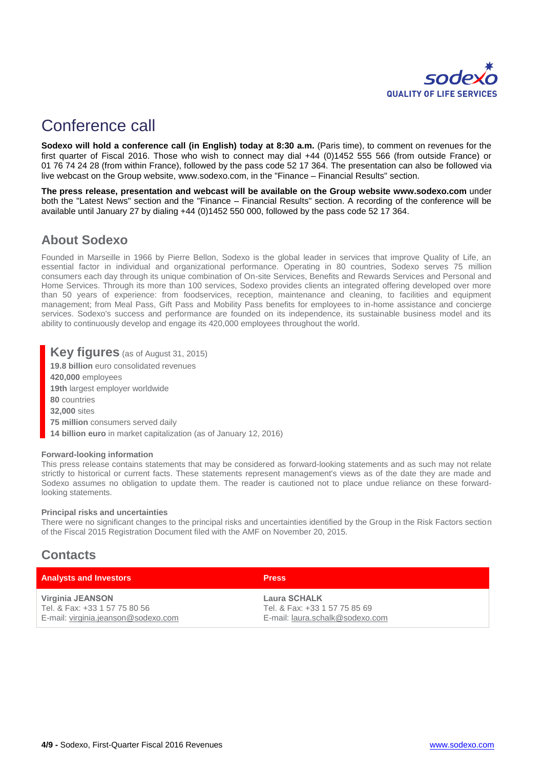# Conference call

**Sodexo will hold a conference call (in English) today at 8:30 a.m.** (Paris time), to comment on revenues for the first quarter of Fiscal 2016. Those who wish to connect may dial +44 (0)1452 555 566 (from outside France) or 01 76 74 24 28 (from within France), followed by the pass code 52 17 364. The presentation can also be followed via live webcast on the Group website, www.sodexo.com, in the "Finance – Financial Results" section.

**The press release, presentation and webcast will be available on the Group website www.sodexo.com** under both the "Latest News" section and the "Finance – Financial Results" section. A recording of the conference will be available until January 27 by dialing +44 (0)1452 550 000, followed by the pass code 52 17 364.

## About Sodexo

Founded in Marseille in 1966 by Pierre Bellon, Sodexo is the global leader in services that improve Quality of Life, an essential factor in individual and organizational performance. Operating in 80 countries, Sodexo serves 75 million consumers each day through its unique combination of On-site Services, Benefits and Rewards Services and Personal and Home Services. Through its more than 100 services, Sodexo provides clients an integrated offering developed over more than 50 years of experience: from foodservices, reception, maintenance and cleaning, to facilities and equipment management; from Meal Pass, Gift Pass and Mobility Pass benefits for employees to in-home assistance and concierge services. Sodexo's success and performance are founded on its independence, its sustainable business model and its ability to continuously develop and engage its 420,000 employees throughout the world.

## Key figures (as of August 31, 2015)

**19.8 billion** euro consolidated revenues
**420,000** employees
**19th** largest employer worldwide
**80** countries
**32,000** sites
**75 million** consumers served daily
**14 billion euro** in market capitalization (as of January 12, 2016)

#### Forward-looking information

This press release contains statements that may be considered as forward-looking statements and as such may not relate strictly to historical or current facts. These statements represent management's views as of the date they are made and Sodexo assumes no obligation to update them. The reader is cautioned not to place undue reliance on these forward-looking statements.

#### Principal risks and uncertainties

There were no significant changes to the principal risks and uncertainties identified by the Group in the Risk Factors section of the Fiscal 2015 Registration Document filed with the AMF on November 20, 2015.

## Contacts

| Analysts and Investors | Press |
|---|---|
| **Virginia JEANSON**<br>Tel. & Fax: +33 1 57 75 80 56<br>E-mail: virginia.jeanson@sodexo.com | **Laura SCHALK**<br>Tel. & Fax: +33 1 57 75 85 69<br>E-mail: laura.schalk@sodexo.com |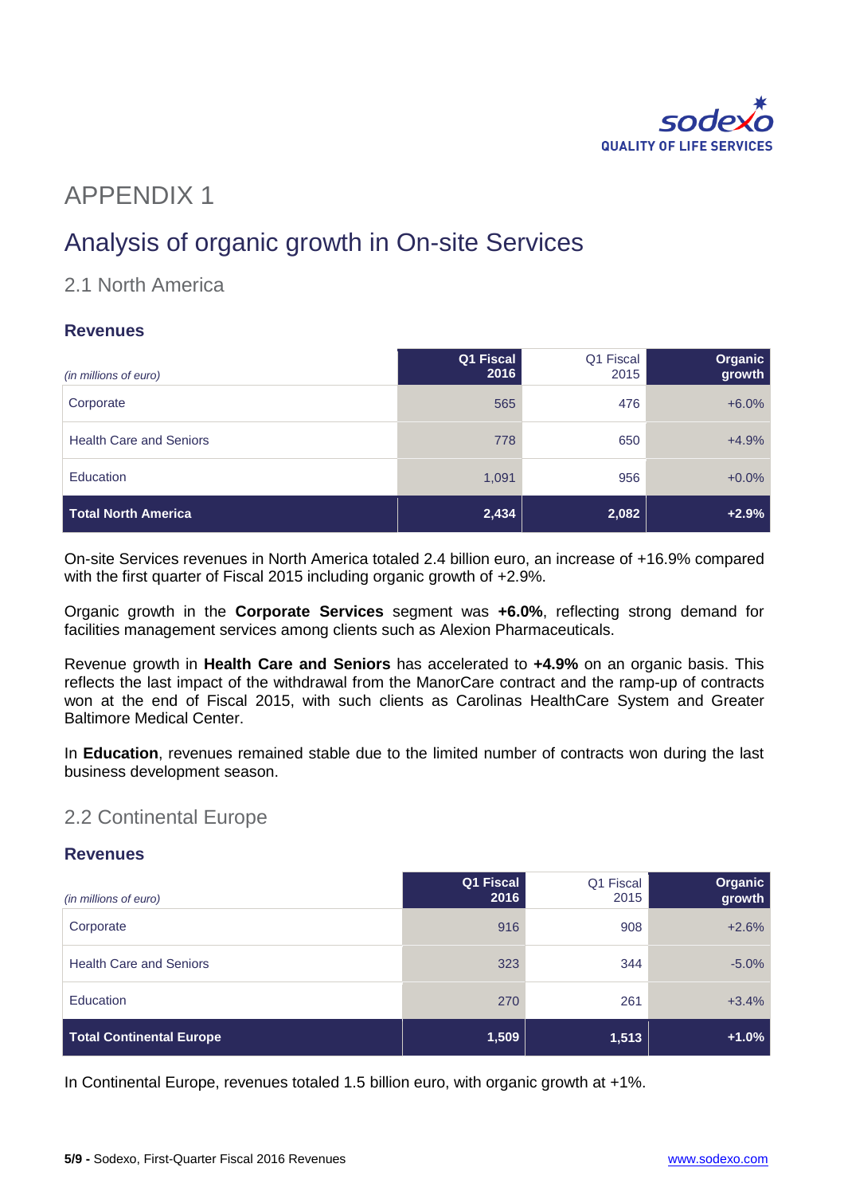# APPENDIX 1

## Analysis of organic growth in On-site Services

### 2.1 North America

#### Revenues

| *(in millions of euro)* | Q1 Fiscal 2016 | Q1 Fiscal 2015 | Organic growth |
|---|---|---|---|
| Corporate | 565 | 476 | +6.0% |
| Health Care and Seniors | 778 | 650 | +4.9% |
| Education | 1,091 | 956 | +0.0% |
| **Total North America** | **2,434** | **2,082** | **+2.9%** |

On-site Services revenues in North America totaled 2.4 billion euro, an increase of +16.9% compared with the first quarter of Fiscal 2015 including organic growth of +2.9%.

Organic growth in the **Corporate Services** segment was **+6.0%**, reflecting strong demand for facilities management services among clients such as Alexion Pharmaceuticals.

Revenue growth in **Health Care and Seniors** has accelerated to **+4.9%** on an organic basis. This reflects the last impact of the withdrawal from the ManorCare contract and the ramp-up of contracts won at the end of Fiscal 2015, with such clients as Carolinas HealthCare System and Greater Baltimore Medical Center.

In **Education**, revenues remained stable due to the limited number of contracts won during the last business development season.

### 2.2 Continental Europe

#### Revenues

| *(in millions of euro)* | Q1 Fiscal 2016 | Q1 Fiscal 2015 | Organic growth |
|---|---|---|---|
| Corporate | 916 | 908 | +2.6% |
| Health Care and Seniors | 323 | 344 | -5.0% |
| Education | 270 | 261 | +3.4% |
| **Total Continental Europe** | **1,509** | **1,513** | **+1.0%** |

In Continental Europe, revenues totaled 1.5 billion euro, with organic growth at +1%.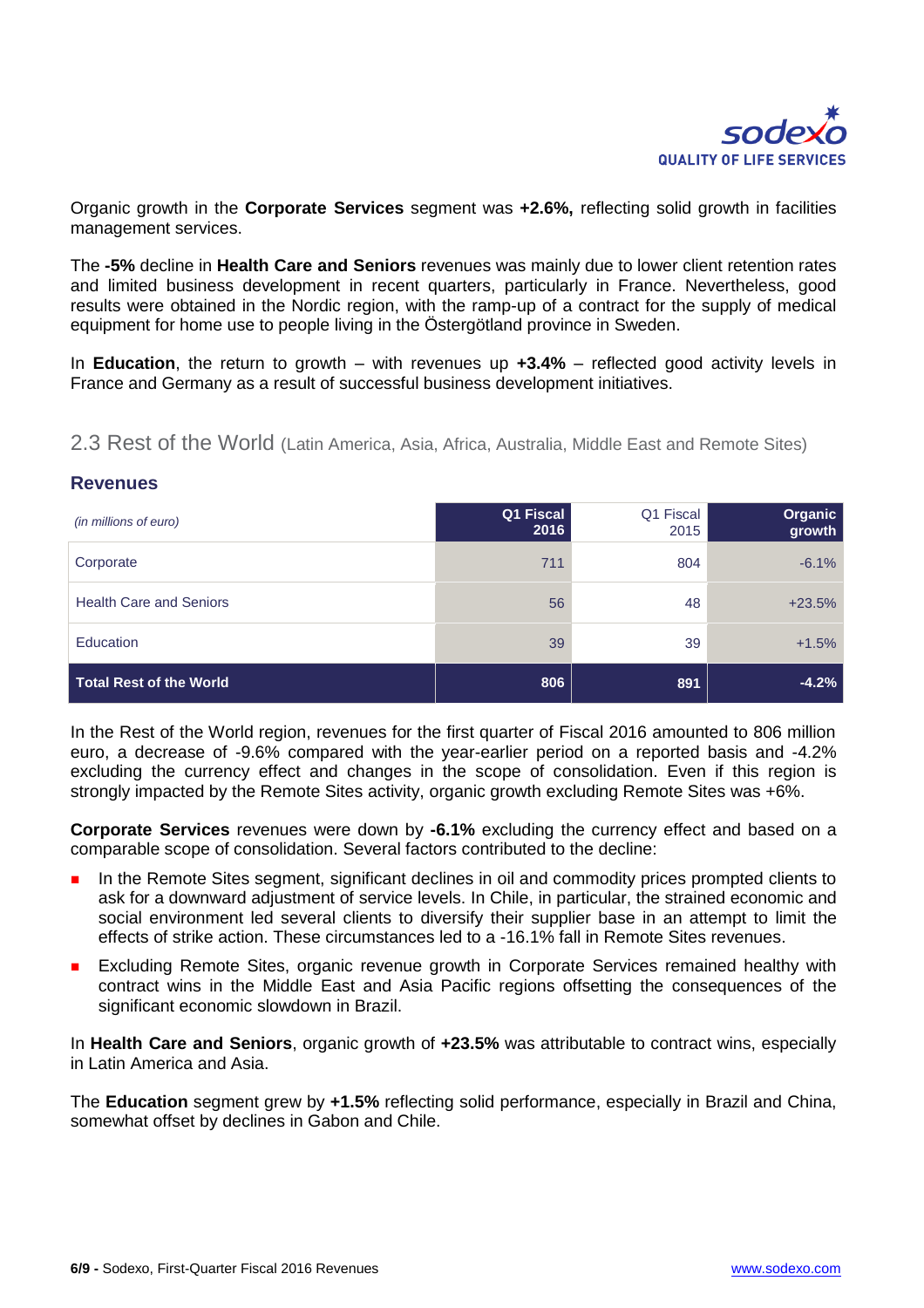Organic growth in the **Corporate Services** segment was **+2.6%,** reflecting solid growth in facilities management services.

The **-5%** decline in **Health Care and Seniors** revenues was mainly due to lower client retention rates and limited business development in recent quarters, particularly in France. Nevertheless, good results were obtained in the Nordic region, with the ramp-up of a contract for the supply of medical equipment for home use to people living in the Östergötland province in Sweden.

In **Education**, the return to growth – with revenues up **+3.4%** – reflected good activity levels in France and Germany as a result of successful business development initiatives.

## 2.3 Rest of the World (Latin America, Asia, Africa, Australia, Middle East and Remote Sites)

### Revenues

| *(in millions of euro)* | Q1 Fiscal 2016 | Q1 Fiscal 2015 | Organic growth |
|---|---|---|---|
| Corporate | 711 | 804 | -6.1% |
| Health Care and Seniors | 56 | 48 | +23.5% |
| Education | 39 | 39 | +1.5% |
| **Total Rest of the World** | **806** | **891** | **-4.2%** |

In the Rest of the World region, revenues for the first quarter of Fiscal 2016 amounted to 806 million euro, a decrease of -9.6% compared with the year-earlier period on a reported basis and -4.2% excluding the currency effect and changes in the scope of consolidation. Even if this region is strongly impacted by the Remote Sites activity, organic growth excluding Remote Sites was +6%.

**Corporate Services** revenues were down by **-6.1%** excluding the currency effect and based on a comparable scope of consolidation. Several factors contributed to the decline:

- In the Remote Sites segment, significant declines in oil and commodity prices prompted clients to ask for a downward adjustment of service levels. In Chile, in particular, the strained economic and social environment led several clients to diversify their supplier base in an attempt to limit the effects of strike action. These circumstances led to a -16.1% fall in Remote Sites revenues.
- Excluding Remote Sites, organic revenue growth in Corporate Services remained healthy with contract wins in the Middle East and Asia Pacific regions offsetting the consequences of the significant economic slowdown in Brazil.

In **Health Care and Seniors**, organic growth of **+23.5%** was attributable to contract wins, especially in Latin America and Asia.

The **Education** segment grew by **+1.5%** reflecting solid performance, especially in Brazil and China, somewhat offset by declines in Gabon and Chile.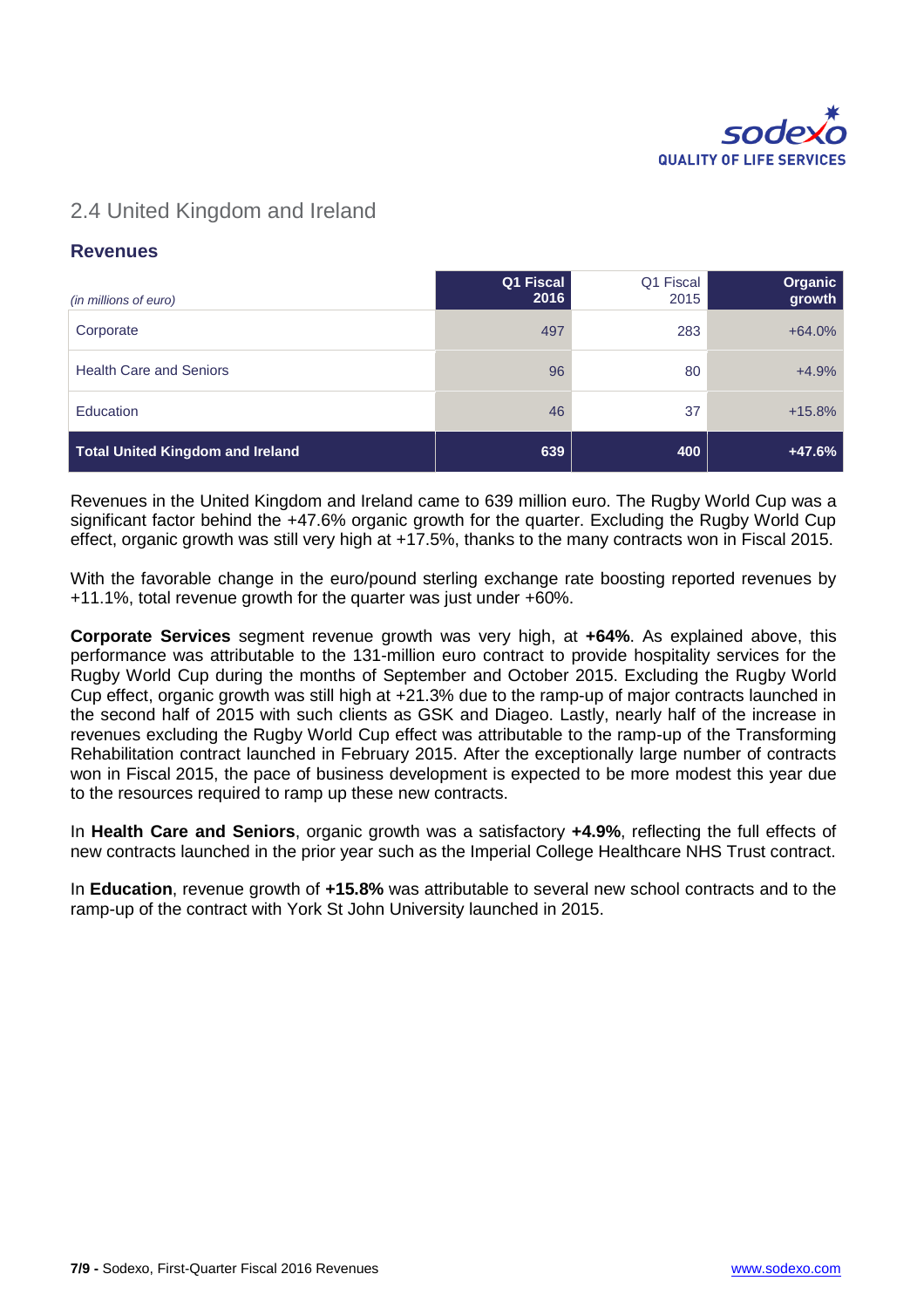## 2.4 United Kingdom and Ireland

### Revenues

| *(in millions of euro)* | Q1 Fiscal 2016 | Q1 Fiscal 2015 | Organic growth |
|---|---|---|---|
| Corporate | 497 | 283 | +64.0% |
| Health Care and Seniors | 96 | 80 | +4.9% |
| Education | 46 | 37 | +15.8% |
| **Total United Kingdom and Ireland** | **639** | **400** | **+47.6%** |

Revenues in the United Kingdom and Ireland came to 639 million euro. The Rugby World Cup was a significant factor behind the +47.6% organic growth for the quarter. Excluding the Rugby World Cup effect, organic growth was still very high at +17.5%, thanks to the many contracts won in Fiscal 2015.

With the favorable change in the euro/pound sterling exchange rate boosting reported revenues by +11.1%, total revenue growth for the quarter was just under +60%.

**Corporate Services** segment revenue growth was very high, at **+64%**. As explained above, this performance was attributable to the 131-million euro contract to provide hospitality services for the Rugby World Cup during the months of September and October 2015. Excluding the Rugby World Cup effect, organic growth was still high at +21.3% due to the ramp-up of major contracts launched in the second half of 2015 with such clients as GSK and Diageo. Lastly, nearly half of the increase in revenues excluding the Rugby World Cup effect was attributable to the ramp-up of the Transforming Rehabilitation contract launched in February 2015. After the exceptionally large number of contracts won in Fiscal 2015, the pace of business development is expected to be more modest this year due to the resources required to ramp up these new contracts.

In **Health Care and Seniors**, organic growth was a satisfactory **+4.9%**, reflecting the full effects of new contracts launched in the prior year such as the Imperial College Healthcare NHS Trust contract.

In **Education**, revenue growth of **+15.8%** was attributable to several new school contracts and to the ramp-up of the contract with York St John University launched in 2015.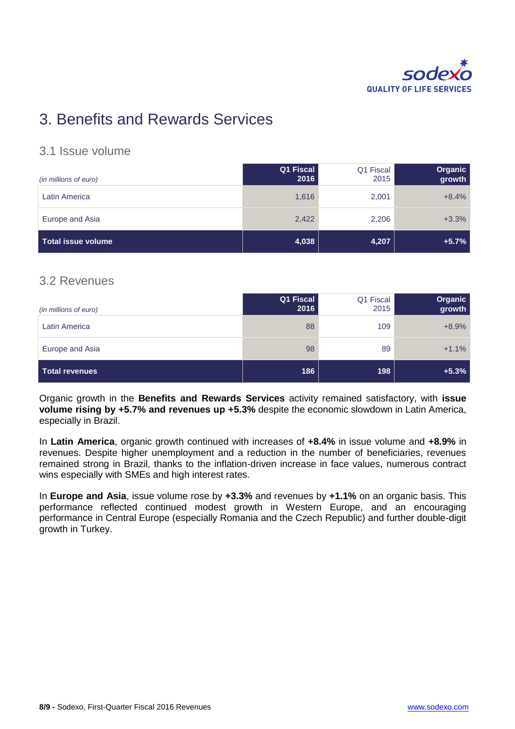# 3. Benefits and Rewards Services

## 3.1 Issue volume

| *(in millions of euro)* | Q1 Fiscal 2016 | Q1 Fiscal 2015 | Organic growth |
|---|---|---|---|
| Latin America | 1,616 | 2,001 | +8.4% |
| Europe and Asia | 2,422 | 2,206 | +3.3% |
| **Total issue volume** | **4,038** | **4,207** | **+5.7%** |

## 3.2 Revenues

| *(in millions of euro)* | Q1 Fiscal 2016 | Q1 Fiscal 2015 | Organic growth |
|---|---|---|---|
| Latin America | 88 | 109 | +8.9% |
| Europe and Asia | 98 | 89 | +1.1% |
| **Total revenues** | **186** | **198** | **+5.3%** |

Organic growth in the **Benefits and Rewards Services** activity remained satisfactory, with **issue volume rising by +5.7% and revenues up +5.3%** despite the economic slowdown in Latin America, especially in Brazil.

In **Latin America**, organic growth continued with increases of **+8.4%** in issue volume and **+8.9%** in revenues. Despite higher unemployment and a reduction in the number of beneficiaries, revenues remained strong in Brazil, thanks to the inflation-driven increase in face values, numerous contract wins especially with SMEs and high interest rates.

In **Europe and Asia**, issue volume rose by **+3.3%** and revenues by **+1.1%** on an organic basis. This performance reflected continued modest growth in Western Europe, and an encouraging performance in Central Europe (especially Romania and the Czech Republic) and further double-digit growth in Turkey.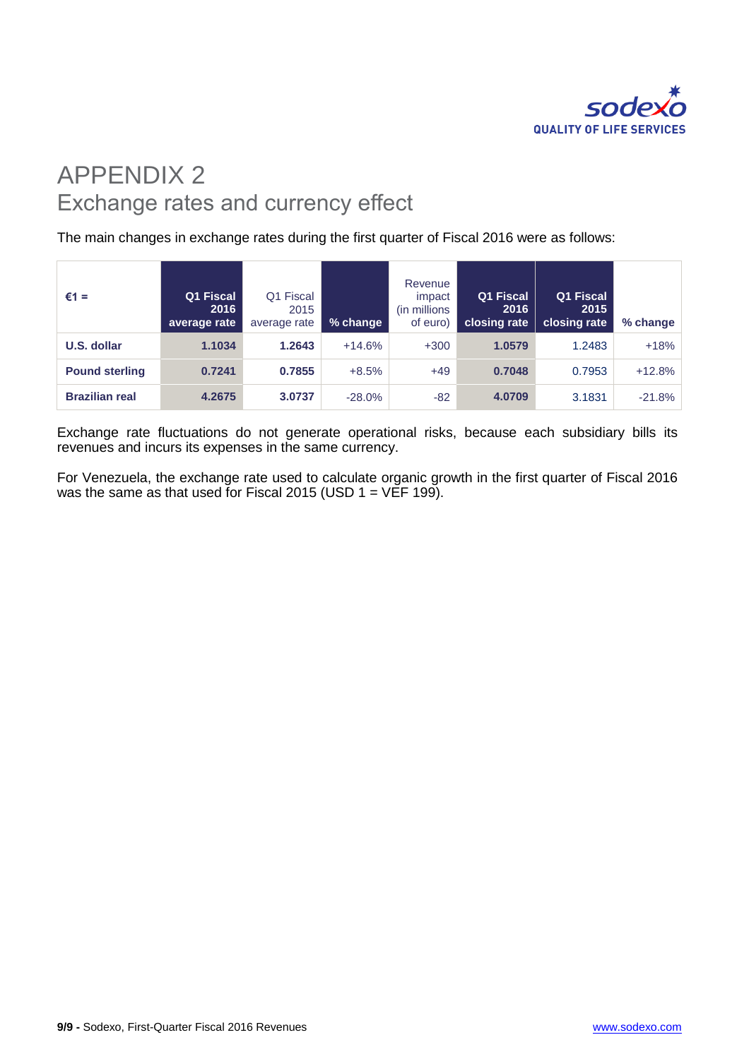# APPENDIX 2

## Exchange rates and currency effect

The main changes in exchange rates during the first quarter of Fiscal 2016 were as follows:

| €1 = | Q1 Fiscal 2016 average rate | Q1 Fiscal 2015 average rate | % change | Revenue impact (in millions of euro) | Q1 Fiscal 2016 closing rate | Q1 Fiscal 2015 closing rate | % change |
|---|---|---|---|---|---|---|---|
| **U.S. dollar** | **1.1034** | **1.2643** | +14.6% | +300 | **1.0579** | 1.2483 | +18% |
| **Pound sterling** | **0.7241** | **0.7855** | +8.5% | +49 | **0.7048** | 0.7953 | +12.8% |
| **Brazilian real** | **4.2675** | **3.0737** | -28.0% | -82 | **4.0709** | 3.1831 | -21.8% |

Exchange rate fluctuations do not generate operational risks, because each subsidiary bills its revenues and incurs its expenses in the same currency.

For Venezuela, the exchange rate used to calculate organic growth in the first quarter of Fiscal 2016 was the same as that used for Fiscal 2015 (USD 1 = VEF 199).